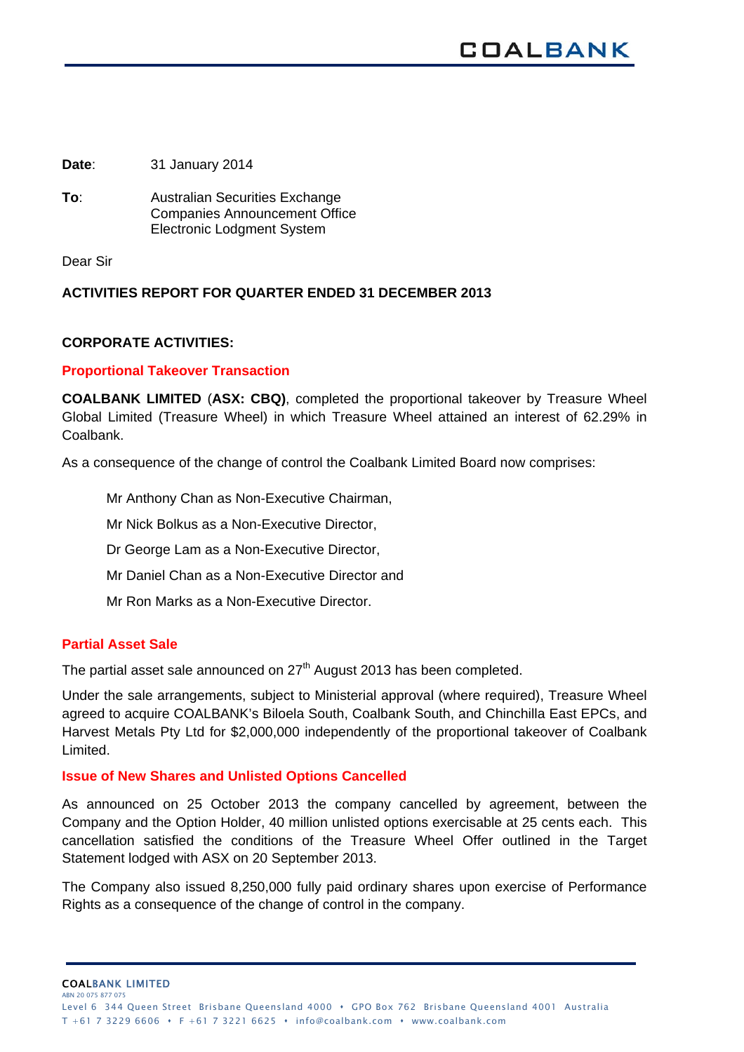**Date**: 31 January 2014

**To**: Australian Securities Exchange
Companies Announcement Office
Electronic Lodgment System

Dear Sir

**ACTIVITIES REPORT FOR QUARTER ENDED 31 DECEMBER 2013**

**CORPORATE ACTIVITIES:**

**Proportional Takeover Transaction**

**COALBANK LIMITED** (**ASX: CBQ)**, completed the proportional takeover by Treasure Wheel Global Limited (Treasure Wheel) in which Treasure Wheel attained an interest of 62.29% in Coalbank.

As a consequence of the change of control the Coalbank Limited Board now comprises:

Mr Anthony Chan as Non-Executive Chairman,

Mr Nick Bolkus as a Non-Executive Director,

Dr George Lam as a Non-Executive Director,

Mr Daniel Chan as a Non-Executive Director and

Mr Ron Marks as a Non-Executive Director.

**Partial Asset Sale**

The partial asset sale announced on 27th August 2013 has been completed.

Under the sale arrangements, subject to Ministerial approval (where required), Treasure Wheel agreed to acquire COALBANK's Biloela South, Coalbank South, and Chinchilla East EPCs, and Harvest Metals Pty Ltd for $2,000,000 independently of the proportional takeover of Coalbank Limited.

**Issue of New Shares and Unlisted Options Cancelled**

As announced on 25 October 2013 the company cancelled by agreement, between the Company and the Option Holder, 40 million unlisted options exercisable at 25 cents each. This cancellation satisfied the conditions of the Treasure Wheel Offer outlined in the Target Statement lodged with ASX on 20 September 2013.

The Company also issued 8,250,000 fully paid ordinary shares upon exercise of Performance Rights as a consequence of the change of control in the company.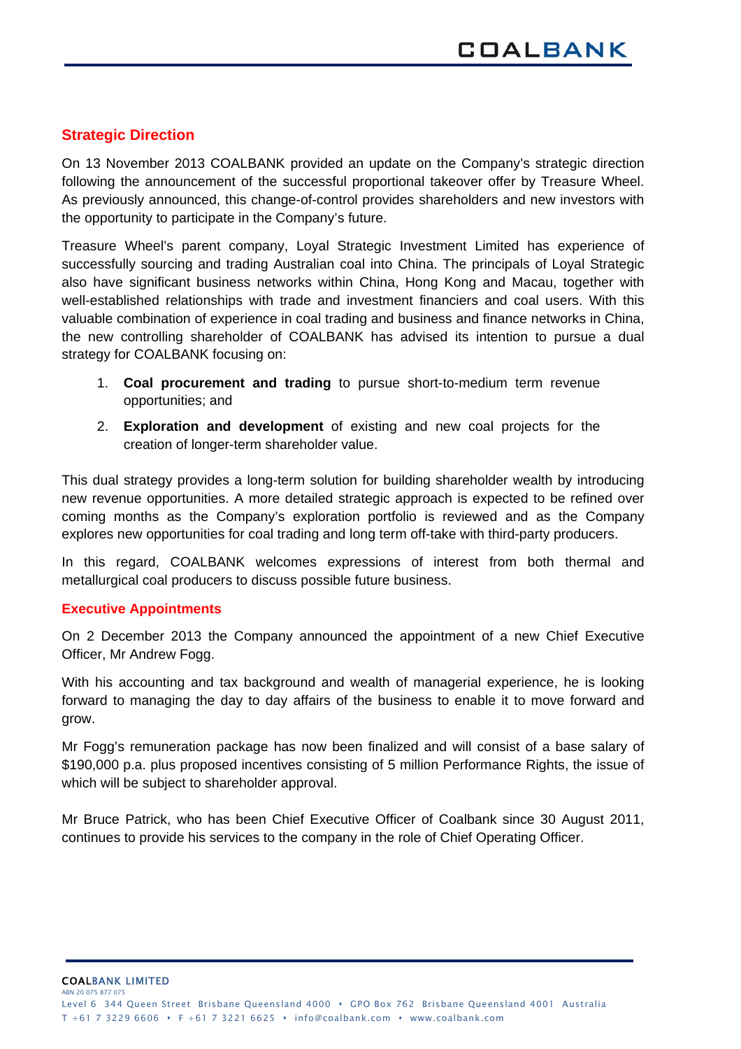## Strategic Direction

On 13 November 2013 COALBANK provided an update on the Company's strategic direction following the announcement of the successful proportional takeover offer by Treasure Wheel. As previously announced, this change-of-control provides shareholders and new investors with the opportunity to participate in the Company's future.

Treasure Wheel's parent company, Loyal Strategic Investment Limited has experience of successfully sourcing and trading Australian coal into China. The principals of Loyal Strategic also have significant business networks within China, Hong Kong and Macau, together with well-established relationships with trade and investment financiers and coal users. With this valuable combination of experience in coal trading and business and finance networks in China, the new controlling shareholder of COALBANK has advised its intention to pursue a dual strategy for COALBANK focusing on:

1. **Coal procurement and trading** to pursue short-to-medium term revenue opportunities; and
2. **Exploration and development** of existing and new coal projects for the creation of longer-term shareholder value.

This dual strategy provides a long-term solution for building shareholder wealth by introducing new revenue opportunities. A more detailed strategic approach is expected to be refined over coming months as the Company's exploration portfolio is reviewed and as the Company explores new opportunities for coal trading and long term off-take with third-party producers.

In this regard, COALBANK welcomes expressions of interest from both thermal and metallurgical coal producers to discuss possible future business.

### Executive Appointments

On 2 December 2013 the Company announced the appointment of a new Chief Executive Officer, Mr Andrew Fogg.

With his accounting and tax background and wealth of managerial experience, he is looking forward to managing the day to day affairs of the business to enable it to move forward and grow.

Mr Fogg's remuneration package has now been finalized and will consist of a base salary of $190,000 p.a. plus proposed incentives consisting of 5 million Performance Rights, the issue of which will be subject to shareholder approval.

Mr Bruce Patrick, who has been Chief Executive Officer of Coalbank since 30 August 2011, continues to provide his services to the company in the role of Chief Operating Officer.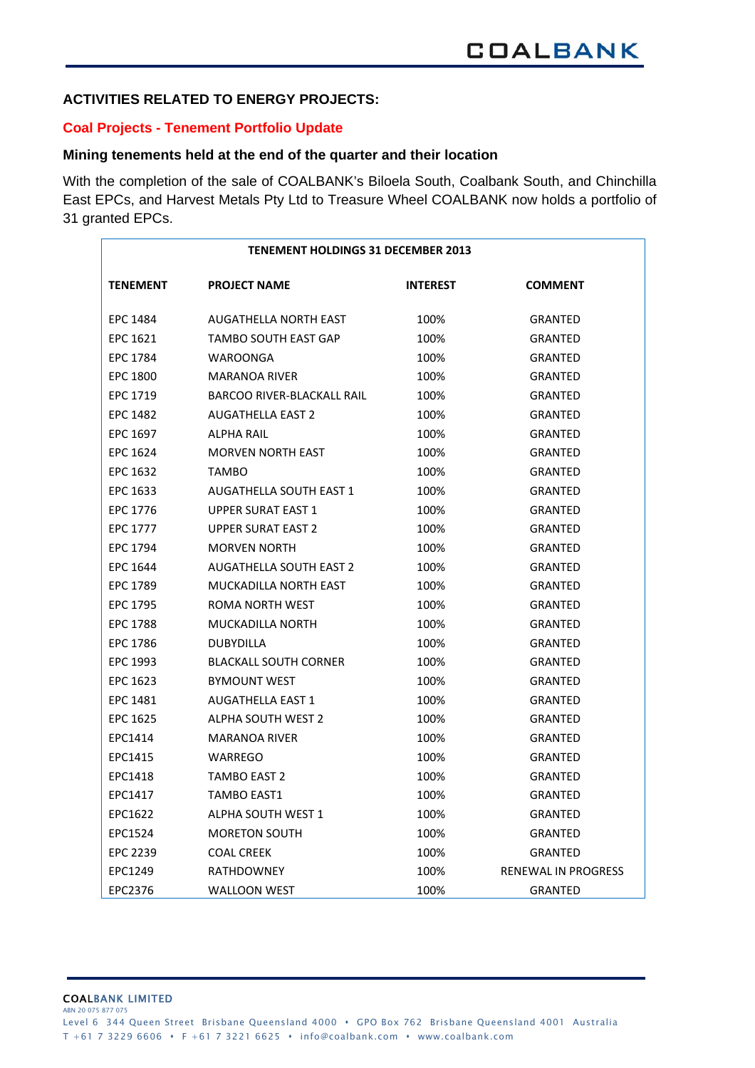## ACTIVITIES RELATED TO ENERGY PROJECTS:

### Coal Projects - Tenement Portfolio Update

### Mining tenements held at the end of the quarter and their location

With the completion of the sale of COALBANK's Biloela South, Coalbank South, and Chinchilla East EPCs, and Harvest Metals Pty Ltd to Treasure Wheel COALBANK now holds a portfolio of 31 granted EPCs.

**TENEMENT HOLDINGS 31 DECEMBER 2013**

| TENEMENT | PROJECT NAME | INTEREST | COMMENT |
|---|---|---|---|
| EPC 1484 | AUGATHELLA NORTH EAST | 100% | GRANTED |
| EPC 1621 | TAMBO SOUTH EAST GAP | 100% | GRANTED |
| EPC 1784 | WAROONGA | 100% | GRANTED |
| EPC 1800 | MARANOA RIVER | 100% | GRANTED |
| EPC 1719 | BARCOO RIVER-BLACKALL RAIL | 100% | GRANTED |
| EPC 1482 | AUGATHELLA EAST 2 | 100% | GRANTED |
| EPC 1697 | ALPHA RAIL | 100% | GRANTED |
| EPC 1624 | MORVEN NORTH EAST | 100% | GRANTED |
| EPC 1632 | TAMBO | 100% | GRANTED |
| EPC 1633 | AUGATHELLA SOUTH EAST 1 | 100% | GRANTED |
| EPC 1776 | UPPER SURAT EAST 1 | 100% | GRANTED |
| EPC 1777 | UPPER SURAT EAST 2 | 100% | GRANTED |
| EPC 1794 | MORVEN NORTH | 100% | GRANTED |
| EPC 1644 | AUGATHELLA SOUTH EAST 2 | 100% | GRANTED |
| EPC 1789 | MUCKADILLA NORTH EAST | 100% | GRANTED |
| EPC 1795 | ROMA NORTH WEST | 100% | GRANTED |
| EPC 1788 | MUCKADILLA NORTH | 100% | GRANTED |
| EPC 1786 | DUBYDILLA | 100% | GRANTED |
| EPC 1993 | BLACKALL SOUTH CORNER | 100% | GRANTED |
| EPC 1623 | BYMOUNT WEST | 100% | GRANTED |
| EPC 1481 | AUGATHELLA EAST 1 | 100% | GRANTED |
| EPC 1625 | ALPHA SOUTH WEST 2 | 100% | GRANTED |
| EPC1414 | MARANOA RIVER | 100% | GRANTED |
| EPC1415 | WARREGO | 100% | GRANTED |
| EPC1418 | TAMBO EAST 2 | 100% | GRANTED |
| EPC1417 | TAMBO EAST1 | 100% | GRANTED |
| EPC1622 | ALPHA SOUTH WEST 1 | 100% | GRANTED |
| EPC1524 | MORETON SOUTH | 100% | GRANTED |
| EPC 2239 | COAL CREEK | 100% | GRANTED |
| EPC1249 | RATHDOWNEY | 100% | RENEWAL IN PROGRESS |
| EPC2376 | WALLOON WEST | 100% | GRANTED |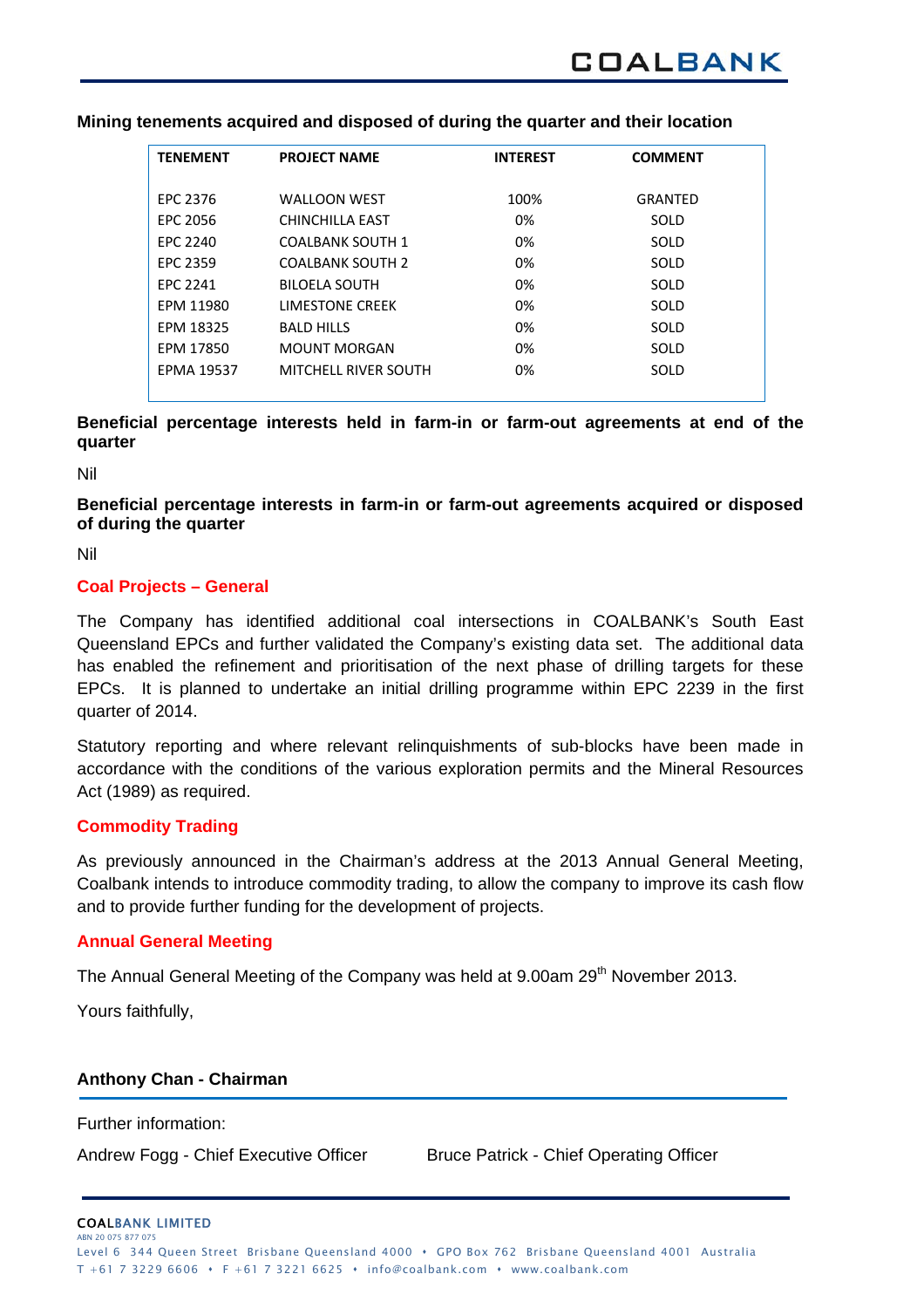**Mining tenements acquired and disposed of during the quarter and their location**

| TENEMENT | PROJECT NAME | INTEREST | COMMENT |
|---|---|---|---|
| EPC 2376 | WALLOON WEST | 100% | GRANTED |
| EPC 2056 | CHINCHILLA EAST | 0% | SOLD |
| EPC 2240 | COALBANK SOUTH 1 | 0% | SOLD |
| EPC 2359 | COALBANK SOUTH 2 | 0% | SOLD |
| EPC 2241 | BILOELA SOUTH | 0% | SOLD |
| EPM 11980 | LIMESTONE CREEK | 0% | SOLD |
| EPM 18325 | BALD HILLS | 0% | SOLD |
| EPM 17850 | MOUNT MORGAN | 0% | SOLD |
| EPMA 19537 | MITCHELL RIVER SOUTH | 0% | SOLD |

**Beneficial percentage interests held in farm-in or farm-out agreements at end of the quarter**

Nil

**Beneficial percentage interests in farm-in or farm-out agreements acquired or disposed of during the quarter**

Nil

## Coal Projects – General

The Company has identified additional coal intersections in COALBANK's South East Queensland EPCs and further validated the Company's existing data set. The additional data has enabled the refinement and prioritisation of the next phase of drilling targets for these EPCs. It is planned to undertake an initial drilling programme within EPC 2239 in the first quarter of 2014.

Statutory reporting and where relevant relinquishments of sub-blocks have been made in accordance with the conditions of the various exploration permits and the Mineral Resources Act (1989) as required.

## Commodity Trading

As previously announced in the Chairman's address at the 2013 Annual General Meeting, Coalbank intends to introduce commodity trading, to allow the company to improve its cash flow and to provide further funding for the development of projects.

## Annual General Meeting

The Annual General Meeting of the Company was held at 9.00am 29th November 2013.

Yours faithfully,

**Anthony Chan - Chairman**

Further information:

Andrew Fogg - Chief Executive Officer

Bruce Patrick - Chief Operating Officer

COALBANK LIMITED
ABN 20 075 877 075
Level 6 344 Queen Street Brisbane Queensland 4000 • GPO Box 762 Brisbane Queensland 4001 Australia
T +61 7 3229 6606 • F +61 7 3221 6625 • info@coalbank.com • www.coalbank.com